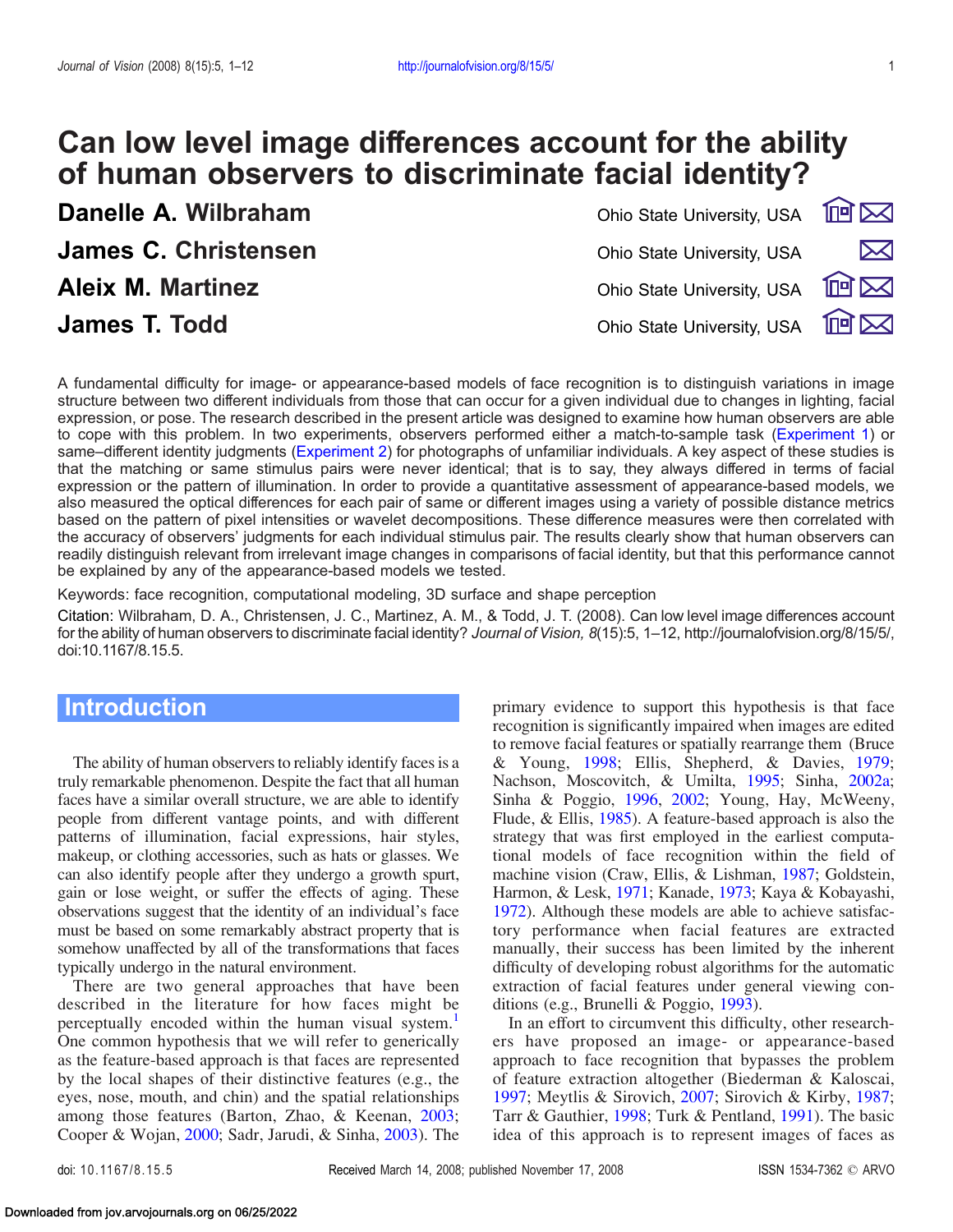# Can low level image differences account for the ability of human observers to discriminate facial identity?

**Danelle A. Wilbraham** — Ohio State University, USA

**James C. Christensen** — Ohio State University, USA

**Aleix M. Martinez** — Ohio State University, USA

**James T. Todd** — Ohio State University, USA

A fundamental difficulty for image- or appearance-based models of face recognition is to distinguish variations in image structure between two different individuals from those that can occur for a given individual due to changes in lighting, facial expression, or pose. The research described in the present article was designed to examine how human observers are able to cope with this problem. In two experiments, observers performed either a match-to-sample task (Experiment 1) or same–different identity judgments (Experiment 2) for photographs of unfamiliar individuals. A key aspect of these studies is that the matching or same stimulus pairs were never identical; that is to say, they always differed in terms of facial expression or the pattern of illumination. In order to provide a quantitative assessment of appearance-based models, we also measured the optical differences for each pair of same or different images using a variety of possible distance metrics based on the pattern of pixel intensities or wavelet decompositions. These difference measures were then correlated with the accuracy of observers' judgments for each individual stimulus pair. The results clearly show that human observers can readily distinguish relevant from irrelevant image changes in comparisons of facial identity, but that this performance cannot be explained by any of the appearance-based models we tested.

Keywords: face recognition, computational modeling, 3D surface and shape perception

Citation: Wilbraham, D. A., Christensen, J. C., Martinez, A. M., & Todd, J. T. (2008). Can low level image differences account for the ability of human observers to discriminate facial identity? *Journal of Vision, 8*(15):5, 1–12, http://journalofvision.org/8/15/5/, doi:10.1167/8.15.5.

## Introduction

The ability of human observers to reliably identify faces is a truly remarkable phenomenon. Despite the fact that all human faces have a similar overall structure, we are able to identify people from different vantage points, and with different patterns of illumination, facial expressions, hair styles, makeup, or clothing accessories, such as hats or glasses. We can also identify people after they undergo a growth spurt, gain or lose weight, or suffer the effects of aging. These observations suggest that the identity of an individual's face must be based on some remarkably abstract property that is somehow unaffected by all of the transformations that faces typically undergo in the natural environment.

There are two general approaches that have been described in the literature for how faces might be perceptually encoded within the human visual system.[1] One common hypothesis that we will refer to generically as the feature-based approach is that faces are represented by the local shapes of their distinctive features (e.g., the eyes, nose, mouth, and chin) and the spatial relationships among those features (Barton, Zhao, & Keenan, 2003; Cooper & Wojan, 2000; Sadr, Jarudi, & Sinha, 2003). The primary evidence to support this hypothesis is that face recognition is significantly impaired when images are edited to remove facial features or spatially rearrange them (Bruce & Young, 1998; Ellis, Shepherd, & Davies, 1979; Nachson, Moscovitch, & Umilta, 1995; Sinha, 2002a; Sinha & Poggio, 1996, 2002; Young, Hay, McWeeny, Flude, & Ellis, 1985). A feature-based approach is also the strategy that was first employed in the earliest computational models of face recognition within the field of machine vision (Craw, Ellis, & Lishman, 1987; Goldstein, Harmon, & Lesk, 1971; Kanade, 1973; Kaya & Kobayashi, 1972). Although these models are able to achieve satisfactory performance when facial features are extracted manually, their success has been limited by the inherent difficulty of developing robust algorithms for the automatic extraction of facial features under general viewing conditions (e.g., Brunelli & Poggio, 1993).

In an effort to circumvent this difficulty, other researchers have proposed an image- or appearance-based approach to face recognition that bypasses the problem of feature extraction altogether (Biederman & Kaloscai, 1997; Meytlis & Sirovich, 2007; Sirovich & Kirby, 1987; Tarr & Gauthier, 1998; Turk & Pentland, 1991). The basic idea of this approach is to represent images of faces as

doi: 10.1167/8.15.5 Received March 14, 2008; published November 17, 2008 ISSN 1534-7362 © ARVO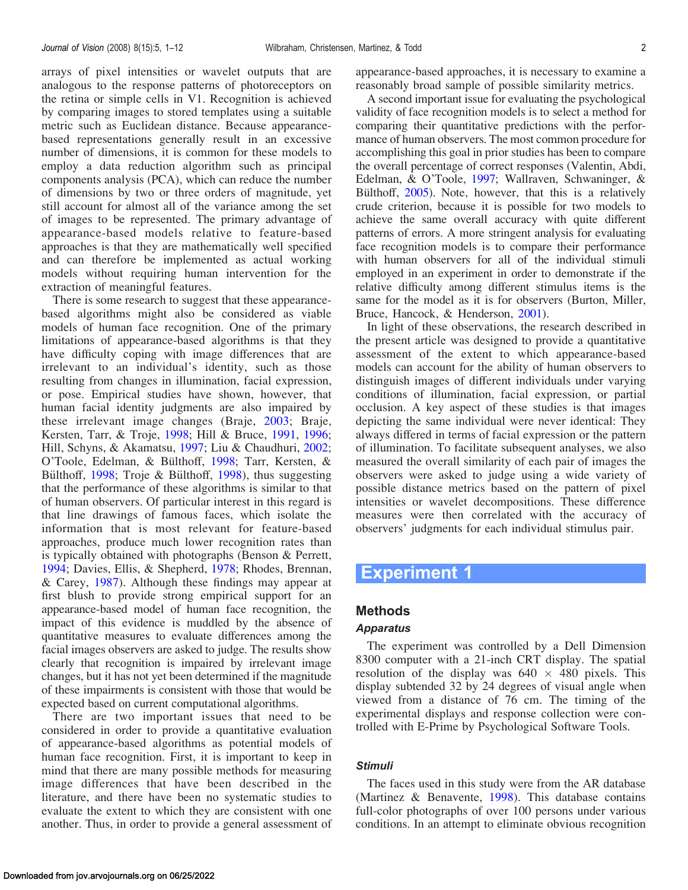arrays of pixel intensities or wavelet outputs that are analogous to the response patterns of photoreceptors on the retina or simple cells in V1. Recognition is achieved by comparing images to stored templates using a suitable metric such as Euclidean distance. Because appearance-based representations generally result in an excessive number of dimensions, it is common for these models to employ a data reduction algorithm such as principal components analysis (PCA), which can reduce the number of dimensions by two or three orders of magnitude, yet still account for almost all of the variance among the set of images to be represented. The primary advantage of appearance-based models relative to feature-based approaches is that they are mathematically well specified and can therefore be implemented as actual working models without requiring human intervention for the extraction of meaningful features.

There is some research to suggest that these appearance-based algorithms might also be considered as viable models of human face recognition. One of the primary limitations of appearance-based algorithms is that they have difficulty coping with image differences that are irrelevant to an individual's identity, such as those resulting from changes in illumination, facial expression, or pose. Empirical studies have shown, however, that human facial identity judgments are also impaired by these irrelevant image changes (Braje, 2003; Braje, Kersten, Tarr, & Troje, 1998; Hill & Bruce, 1991, 1996; Hill, Schyns, & Akamatsu, 1997; Liu & Chaudhuri, 2002; O'Toole, Edelman, & Bülthoff, 1998; Tarr, Kersten, & Bülthoff, 1998; Troje & Bülthoff, 1998), thus suggesting that the performance of these algorithms is similar to that of human observers. Of particular interest in this regard is that line drawings of famous faces, which isolate the information that is most relevant for feature-based approaches, produce much lower recognition rates than is typically obtained with photographs (Benson & Perrett, 1994; Davies, Ellis, & Shepherd, 1978; Rhodes, Brennan, & Carey, 1987). Although these findings may appear at first blush to provide strong empirical support for an appearance-based model of human face recognition, the impact of this evidence is muddled by the absence of quantitative measures to evaluate differences among the facial images observers are asked to judge. The results show clearly that recognition is impaired by irrelevant image changes, but it has not yet been determined if the magnitude of these impairments is consistent with those that would be expected based on current computational algorithms.

There are two important issues that need to be considered in order to provide a quantitative evaluation of appearance-based algorithms as potential models of human face recognition. First, it is important to keep in mind that there are many possible methods for measuring image differences that have been described in the literature, and there have been no systematic studies to evaluate the extent to which they are consistent with one another. Thus, in order to provide a general assessment of appearance-based approaches, it is necessary to examine a reasonably broad sample of possible similarity metrics.

A second important issue for evaluating the psychological validity of face recognition models is to select a method for comparing their quantitative predictions with the performance of human observers. The most common procedure for accomplishing this goal in prior studies has been to compare the overall percentage of correct responses (Valentin, Abdi, Edelman, & O'Toole, 1997; Wallraven, Schwaninger, & Bülthoff, 2005). Note, however, that this is a relatively crude criterion, because it is possible for two models to achieve the same overall accuracy with quite different patterns of errors. A more stringent analysis for evaluating face recognition models is to compare their performance with human observers for all of the individual stimuli employed in an experiment in order to demonstrate if the relative difficulty among different stimulus items is the same for the model as it is for observers (Burton, Miller, Bruce, Hancock, & Henderson, 2001).

In light of these observations, the research described in the present article was designed to provide a quantitative assessment of the extent to which appearance-based models can account for the ability of human observers to distinguish images of different individuals under varying conditions of illumination, facial expression, or partial occlusion. A key aspect of these studies is that images depicting the same individual were never identical: They always differed in terms of facial expression or the pattern of illumination. To facilitate subsequent analyses, we also measured the overall similarity of each pair of images the observers were asked to judge using a wide variety of possible distance metrics based on the pattern of pixel intensities or wavelet decompositions. These difference measures were then correlated with the accuracy of observers' judgments for each individual stimulus pair.

# Experiment 1

## Methods

### *Apparatus*

The experiment was controlled by a Dell Dimension 8300 computer with a 21-inch CRT display. The spatial resolution of the display was $640 \times 480$ pixels. This display subtended 32 by 24 degrees of visual angle when viewed from a distance of 76 cm. The timing of the experimental displays and response collection were controlled with E-Prime by Psychological Software Tools.

### *Stimuli*

The faces used in this study were from the AR database (Martinez & Benavente, 1998). This database contains full-color photographs of over 100 persons under various conditions. In an attempt to eliminate obvious recognition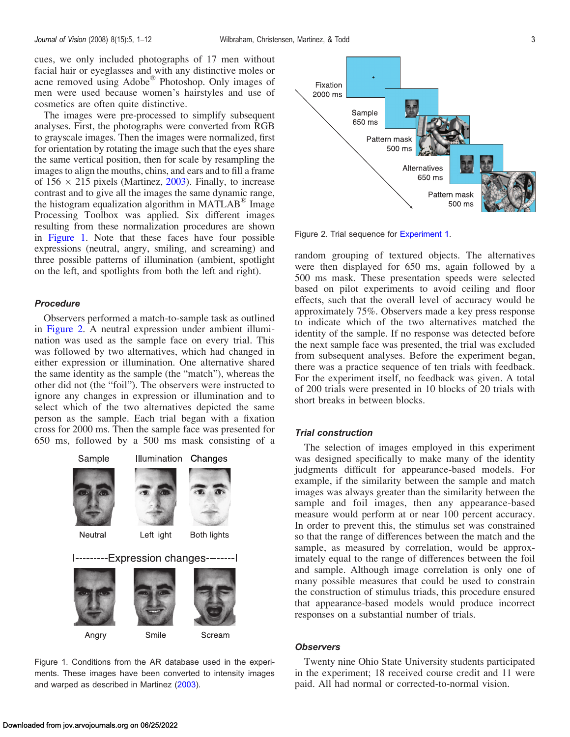cues, we only included photographs of 17 men without facial hair or eyeglasses and with any distinctive moles or acne removed using Adobe® Photoshop. Only images of men were used because women's hairstyles and use of cosmetics are often quite distinctive.

The images were pre-processed to simplify subsequent analyses. First, the photographs were converted from RGB to grayscale images. Then the images were normalized, first for orientation by rotating the image such that the eyes share the same vertical position, then for scale by resampling the images to align the mouths, chins, and ears and to fill a frame of 156 × 215 pixels (Martinez, 2003). Finally, to increase contrast and to give all the images the same dynamic range, the histogram equalization algorithm in MATLAB® Image Processing Toolbox was applied. Six different images resulting from these normalization procedures are shown in Figure 1. Note that these faces have four possible expressions (neutral, angry, smiling, and screaming) and three possible patterns of illumination (ambient, spotlight on the left, and spotlights from both the left and right).

### Procedure

Observers performed a match-to-sample task as outlined in Figure 2. A neutral expression under ambient illumination was used as the sample face on every trial. This was followed by two alternatives, which had changed in either expression or illumination. One alternative shared the same identity as the sample (the "match"), whereas the other did not (the "foil"). The observers were instructed to ignore any changes in expression or illumination and to select which of the two alternatives depicted the same person as the sample. Each trial began with a fixation cross for 2000 ms. Then the sample face was presented for 650 ms, followed by a 500 ms mask consisting of a random grouping of textured objects. The alternatives were then displayed for 650 ms, again followed by a 500 ms mask. These presentation speeds were selected based on pilot experiments to avoid ceiling and floor effects, such that the overall level of accuracy would be approximately 75%. Observers made a key press response to indicate which of the two alternatives matched the identity of the sample. If no response was detected before the next sample face was presented, the trial was excluded from subsequent analyses. Before the experiment began, there was a practice sequence of ten trials with feedback. For the experiment itself, no feedback was given. A total of 200 trials were presented in 10 blocks of 20 trials with short breaks in between blocks.

Figure 1. Conditions from the AR database used in the experiments. These images have been converted to intensity images and warped as described in Martinez (2003).

Figure 2. Trial sequence for Experiment 1.

### Trial construction

The selection of images employed in this experiment was designed specifically to make many of the identity judgments difficult for appearance-based models. For example, if the similarity between the sample and match images was always greater than the similarity between the sample and foil images, then any appearance-based measure would perform at or near 100 percent accuracy. In order to prevent this, the stimulus set was constrained so that the range of differences between the match and the sample, as measured by correlation, would be approximately equal to the range of differences between the foil and sample. Although image correlation is only one of many possible measures that could be used to constrain the construction of stimulus triads, this procedure ensured that appearance-based models would produce incorrect responses on a substantial number of trials.

### Observers

Twenty nine Ohio State University students participated in the experiment; 18 received course credit and 11 were paid. All had normal or corrected-to-normal vision.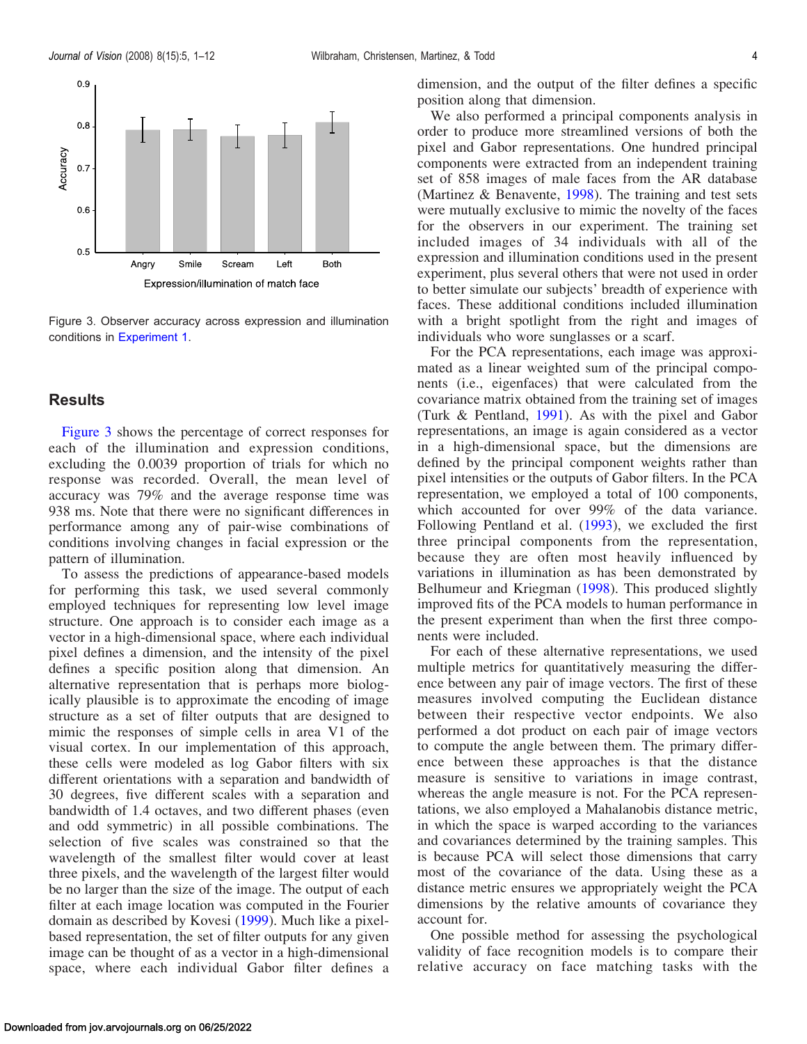Figure 3. Observer accuracy across expression and illumination conditions in Experiment 1.

## Results

Figure 3 shows the percentage of correct responses for each of the illumination and expression conditions, excluding the 0.0039 proportion of trials for which no response was recorded. Overall, the mean level of accuracy was 79% and the average response time was 938 ms. Note that there were no significant differences in performance among any of pair-wise combinations of conditions involving changes in facial expression or the pattern of illumination.

To assess the predictions of appearance-based models for performing this task, we used several commonly employed techniques for representing low level image structure. One approach is to consider each image as a vector in a high-dimensional space, where each individual pixel defines a dimension, and the intensity of the pixel defines a specific position along that dimension. An alternative representation that is perhaps more biologically plausible is to approximate the encoding of image structure as a set of filter outputs that are designed to mimic the responses of simple cells in area V1 of the visual cortex. In our implementation of this approach, these cells were modeled as log Gabor filters with six different orientations with a separation and bandwidth of 30 degrees, five different scales with a separation and bandwidth of 1.4 octaves, and two different phases (even and odd symmetric) in all possible combinations. The selection of five scales was constrained so that the wavelength of the smallest filter would cover at least three pixels, and the wavelength of the largest filter would be no larger than the size of the image. The output of each filter at each image location was computed in the Fourier domain as described by Kovesi (1999). Much like a pixel-based representation, the set of filter outputs for any given image can be thought of as a vector in a high-dimensional space, where each individual Gabor filter defines a dimension, and the output of the filter defines a specific position along that dimension.

We also performed a principal components analysis in order to produce more streamlined versions of both the pixel and Gabor representations. One hundred principal components were extracted from an independent training set of 858 images of male faces from the AR database (Martinez & Benavente, 1998). The training and test sets were mutually exclusive to mimic the novelty of the faces for the observers in our experiment. The training set included images of 34 individuals with all of the expression and illumination conditions used in the present experiment, plus several others that were not used in order to better simulate our subjects' breadth of experience with faces. These additional conditions included illumination with a bright spotlight from the right and images of individuals who wore sunglasses or a scarf.

For the PCA representations, each image was approximated as a linear weighted sum of the principal components (i.e., eigenfaces) that were calculated from the covariance matrix obtained from the training set of images (Turk & Pentland, 1991). As with the pixel and Gabor representations, an image is again considered as a vector in a high-dimensional space, but the dimensions are defined by the principal component weights rather than pixel intensities or the outputs of Gabor filters. In the PCA representation, we employed a total of 100 components, which accounted for over 99% of the data variance. Following Pentland et al. (1993), we excluded the first three principal components from the representation, because they are often most heavily influenced by variations in illumination as has been demonstrated by Belhumeur and Kriegman (1998). This produced slightly improved fits of the PCA models to human performance in the present experiment than when the first three components were included.

For each of these alternative representations, we used multiple metrics for quantitatively measuring the difference between any pair of image vectors. The first of these measures involved computing the Euclidean distance between their respective vector endpoints. We also performed a dot product on each pair of image vectors to compute the angle between them. The primary difference between these approaches is that the distance measure is sensitive to variations in image contrast, whereas the angle measure is not. For the PCA representations, we also employed a Mahalanobis distance metric, in which the space is warped according to the variances and covariances determined by the training samples. This is because PCA will select those dimensions that carry most of the covariance of the data. Using these as a distance metric ensures we appropriately weight the PCA dimensions by the relative amounts of covariance they account for.

One possible method for assessing the psychological validity of face recognition models is to compare their relative accuracy on face matching tasks with the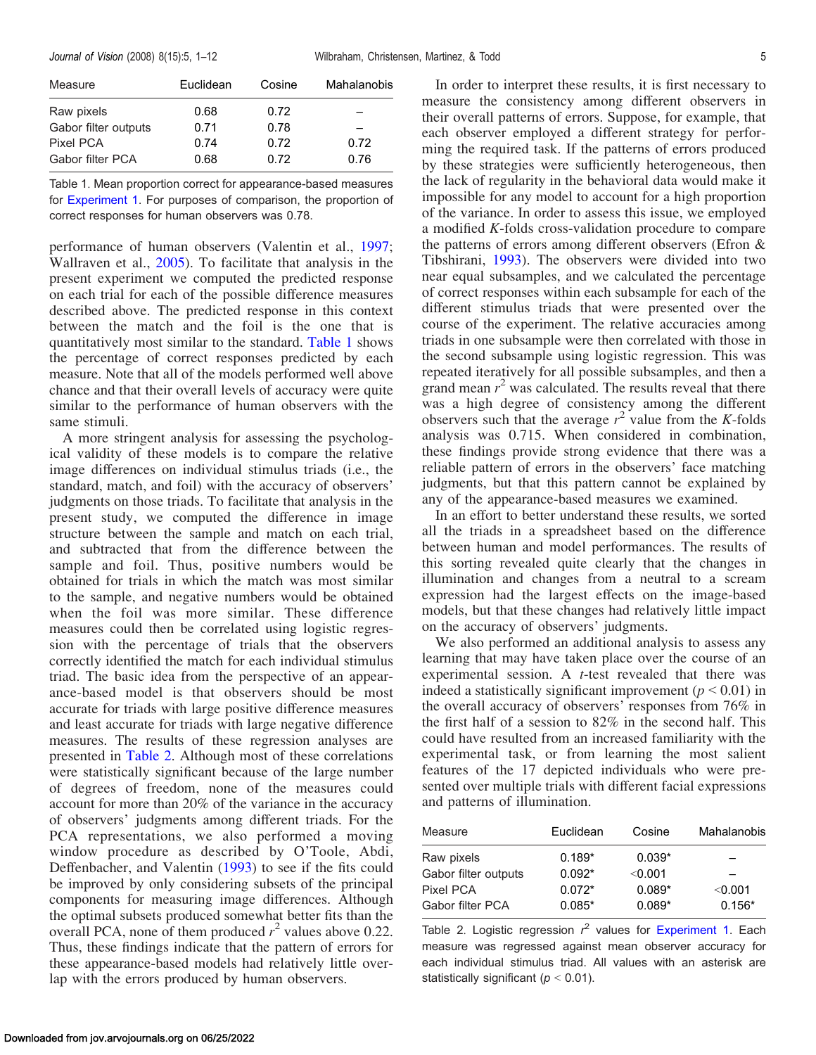| Measure | Euclidean | Cosine | Mahalanobis |
|---|---|---|---|
| Raw pixels | 0.68 | 0.72 | – |
| Gabor filter outputs | 0.71 | 0.78 | – |
| Pixel PCA | 0.74 | 0.72 | 0.72 |
| Gabor filter PCA | 0.68 | 0.72 | 0.76 |

Table 1. Mean proportion correct for appearance-based measures for Experiment 1. For purposes of comparison, the proportion of correct responses for human observers was 0.78.

performance of human observers (Valentin et al., 1997; Wallraven et al., 2005). To facilitate that analysis in the present experiment we computed the predicted response on each trial for each of the possible difference measures described above. The predicted response in this context between the match and the foil is the one that is quantitatively most similar to the standard. Table 1 shows the percentage of correct responses predicted by each measure. Note that all of the models performed well above chance and that their overall levels of accuracy were quite similar to the performance of human observers with the same stimuli.

A more stringent analysis for assessing the psychological validity of these models is to compare the relative image differences on individual stimulus triads (i.e., the standard, match, and foil) with the accuracy of observers' judgments on those triads. To facilitate that analysis in the present study, we computed the difference in image structure between the sample and match on each trial, and subtracted that from the difference between the sample and foil. Thus, positive numbers would be obtained for trials in which the match was most similar to the sample, and negative numbers would be obtained when the foil was more similar. These difference measures could then be correlated using logistic regression with the percentage of trials that the observers correctly identified the match for each individual stimulus triad. The basic idea from the perspective of an appearance-based model is that observers should be most accurate for triads with large positive difference measures and least accurate for triads with large negative difference measures. The results of these regression analyses are presented in Table 2. Although most of these correlations were statistically significant because of the large number of degrees of freedom, none of the measures could account for more than 20% of the variance in the accuracy of observers' judgments among different triads. For the PCA representations, we also performed a moving window procedure as described by O'Toole, Abdi, Deffenbacher, and Valentin (1993) to see if the fits could be improved by only considering subsets of the principal components for measuring image differences. Although the optimal subsets produced somewhat better fits than the overall PCA, none of them produced $r^2$ values above 0.22. Thus, these findings indicate that the pattern of errors for these appearance-based models had relatively little overlap with the errors produced by human observers.

In order to interpret these results, it is first necessary to measure the consistency among different observers in their overall patterns of errors. Suppose, for example, that each observer employed a different strategy for performing the required task. If the patterns of errors produced by these strategies were sufficiently heterogeneous, then the lack of regularity in the behavioral data would make it impossible for any model to account for a high proportion of the variance. In order to assess this issue, we employed a modified *K*-folds cross-validation procedure to compare the patterns of errors among different observers (Efron & Tibshirani, 1993). The observers were divided into two near equal subsamples, and we calculated the percentage of correct responses within each subsample for each of the different stimulus triads that were presented over the course of the experiment. The relative accuracies among triads in one subsample were then correlated with those in the second subsample using logistic regression. This was repeated iteratively for all possible subsamples, and then a grand mean $r^2$ was calculated. The results reveal that there was a high degree of consistency among the different observers such that the average $r^2$ value from the *K*-folds analysis was 0.715. When considered in combination, these findings provide strong evidence that there was a reliable pattern of errors in the observers' face matching judgments, but that this pattern cannot be explained by any of the appearance-based measures we examined.

In an effort to better understand these results, we sorted all the triads in a spreadsheet based on the difference between human and model performances. The results of this sorting revealed quite clearly that the changes in illumination and changes from a neutral to a scream expression had the largest effects on the image-based models, but that these changes had relatively little impact on the accuracy of observers' judgments.

We also performed an additional analysis to assess any learning that may have taken place over the course of an experimental session. A *t*-test revealed that there was indeed a statistically significant improvement ($p < 0.01$) in the overall accuracy of observers' responses from 76% in the first half of a session to 82% in the second half. This could have resulted from an increased familiarity with the experimental task, or from learning the most salient features of the 17 depicted individuals who were presented over multiple trials with different facial expressions and patterns of illumination.

| Measure | Euclidean | Cosine | Mahalanobis |
|---|---|---|---|
| Raw pixels | 0.189* | 0.039* | – |
| Gabor filter outputs | 0.092* | <0.001 | – |
| Pixel PCA | 0.072* | 0.089* | <0.001 |
| Gabor filter PCA | 0.085* | 0.089* | 0.156* |

Table 2. Logistic regression $r^2$ values for Experiment 1. Each measure was regressed against mean observer accuracy for each individual stimulus triad. All values with an asterisk are statistically significant ($p < 0.01$).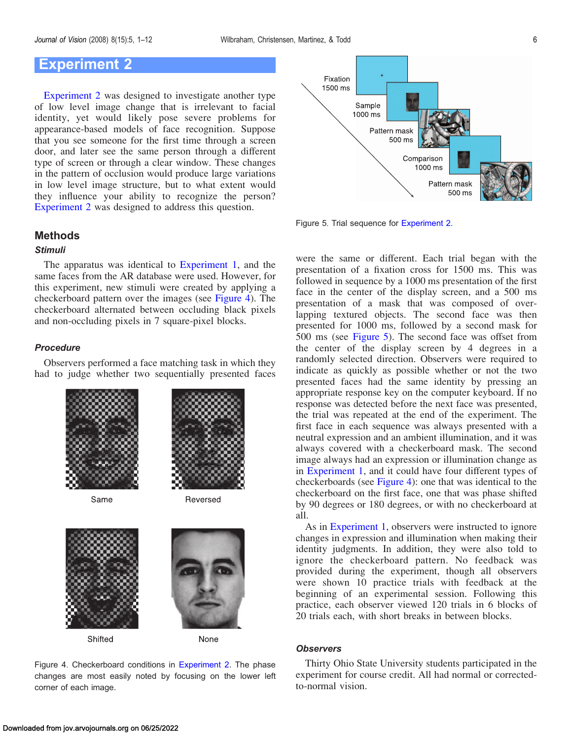# Experiment 2

Experiment 2 was designed to investigate another type of low level image change that is irrelevant to facial identity, yet would likely pose severe problems for appearance-based models of face recognition. Suppose that you see someone for the first time through a screen door, and later see the same person through a different type of screen or through a clear window. These changes in the pattern of occlusion would produce large variations in low level image structure, but to what extent would they influence your ability to recognize the person? Experiment 2 was designed to address this question.

## Methods

### Stimuli

The apparatus was identical to Experiment 1, and the same faces from the AR database were used. However, for this experiment, new stimuli were created by applying a checkerboard pattern over the images (see Figure 4). The checkerboard alternated between occluding black pixels and non-occluding pixels in 7 square-pixel blocks.

### Procedure

Observers performed a face matching task in which they had to judge whether two sequentially presented faces were the same or different. Each trial began with the presentation of a fixation cross for 1500 ms. This was followed in sequence by a 1000 ms presentation of the first face in the center of the display screen, and a 500 ms presentation of a mask that was composed of overlapping textured objects. The second face was then presented for 1000 ms, followed by a second mask for 500 ms (see Figure 5). The second face was offset from the center of the display screen by 4 degrees in a randomly selected direction. Observers were required to indicate as quickly as possible whether or not the two presented faces had the same identity by pressing an appropriate response key on the computer keyboard. If no response was detected before the next face was presented, the trial was repeated at the end of the experiment. The first face in each sequence was always presented with a neutral expression and an ambient illumination, and it was always covered with a checkerboard mask. The second image always had an expression or illumination change as in Experiment 1, and it could have four different types of checkerboards (see Figure 4): one that was identical to the checkerboard on the first face, one that was phase shifted by 90 degrees or 180 degrees, or with no checkerboard at all.

As in Experiment 1, observers were instructed to ignore changes in expression and illumination when making their identity judgments. In addition, they were also told to ignore the checkerboard pattern. No feedback was provided during the experiment, though all observers were shown 10 practice trials with feedback at the beginning of an experimental session. Following this practice, each observer viewed 120 trials in 6 blocks of 20 trials each, with short breaks in between blocks.

Figure 4. Checkerboard conditions in Experiment 2. The phase changes are most easily noted by focusing on the lower left corner of each image.

Figure 5. Trial sequence for Experiment 2.

### Observers

Thirty Ohio State University students participated in the experiment for course credit. All had normal or corrected-to-normal vision.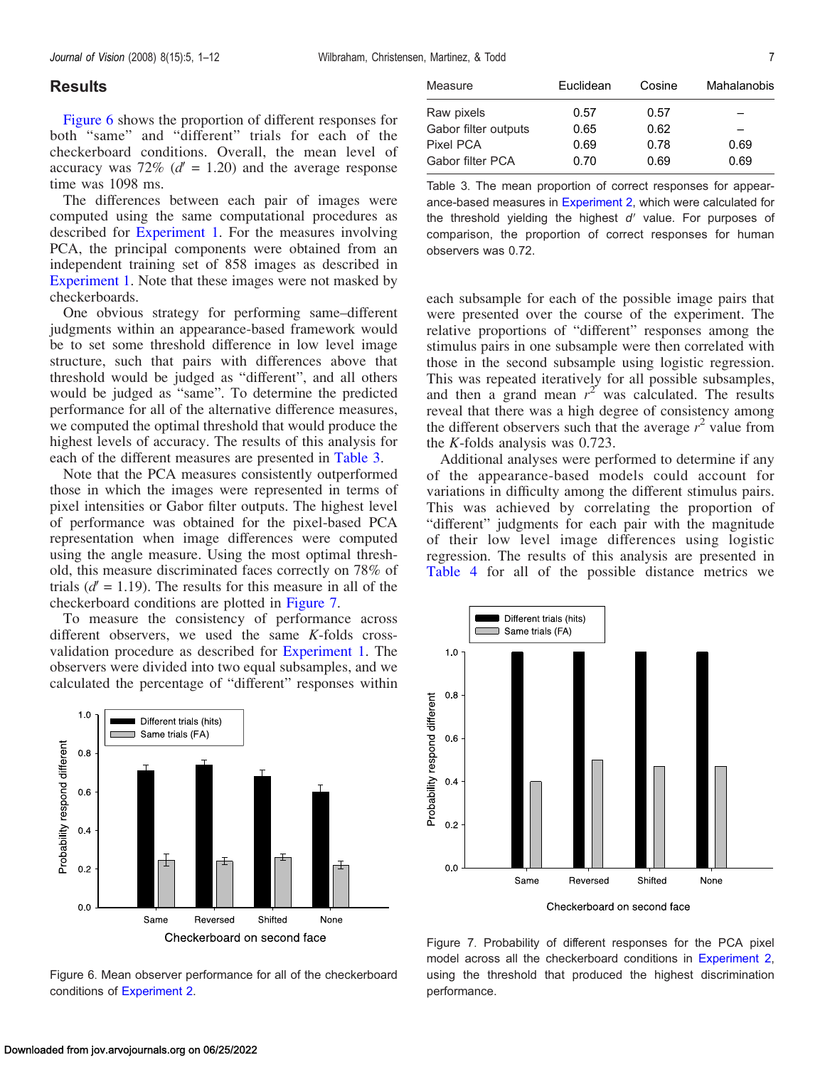## Results

Figure 6 shows the proportion of different responses for both "same" and "different" trials for each of the checkerboard conditions. Overall, the mean level of accuracy was 72% ($d'$ = 1.20) and the average response time was 1098 ms.

The differences between each pair of images were computed using the same computational procedures as described for Experiment 1. For the measures involving PCA, the principal components were obtained from an independent training set of 858 images as described in Experiment 1. Note that these images were not masked by checkerboards.

One obvious strategy for performing same–different judgments within an appearance-based framework would be to set some threshold difference in low level image structure, such that pairs with differences above that threshold would be judged as "different", and all others would be judged as "same". To determine the predicted performance for all of the alternative difference measures, we computed the optimal threshold that would produce the highest levels of accuracy. The results of this analysis for each of the different measures are presented in Table 3.

Note that the PCA measures consistently outperformed those in which the images were represented in terms of pixel intensities or Gabor filter outputs. The highest level of performance was obtained for the pixel-based PCA representation when image differences were computed using the angle measure. Using the most optimal threshold, this measure discriminated faces correctly on 78% of trials ($d'$ = 1.19). The results for this measure in all of the checkerboard conditions are plotted in Figure 7.

To measure the consistency of performance across different observers, we used the same $K$-folds cross-validation procedure as described for Experiment 1. The observers were divided into two equal subsamples, and we calculated the percentage of "different" responses within each subsample for each of the possible image pairs that were presented over the course of the experiment. The relative proportions of "different" responses among the stimulus pairs in one subsample were then correlated with those in the second subsample using logistic regression. This was repeated iteratively for all possible subsamples, and then a grand mean $r^2$ was calculated. The results reveal that there was a high degree of consistency among the different observers such that the average $r^2$ value from the $K$-folds analysis was 0.723.

Additional analyses were performed to determine if any of the appearance-based models could account for variations in difficulty among the different stimulus pairs. This was achieved by correlating the proportion of "different" judgments for each pair with the magnitude of their low level image differences using logistic regression. The results of this analysis are presented in Table 4 for all of the possible distance metrics we

| Measure | Euclidean | Cosine | Mahalanobis |
|---|---|---|---|
| Raw pixels | 0.57 | 0.57 | – |
| Gabor filter outputs | 0.65 | 0.62 | – |
| Pixel PCA | 0.69 | 0.78 | 0.69 |
| Gabor filter PCA | 0.70 | 0.69 | 0.69 |

Table 3. The mean proportion of correct responses for appearance-based measures in Experiment 2, which were calculated for the threshold yielding the highest $d'$ value. For purposes of comparison, the proportion of correct responses for human observers was 0.72.

Figure 6. Mean observer performance for all of the checkerboard conditions of Experiment 2.

Figure 7. Probability of different responses for the PCA pixel model across all the checkerboard conditions in Experiment 2, using the threshold that produced the highest discrimination performance.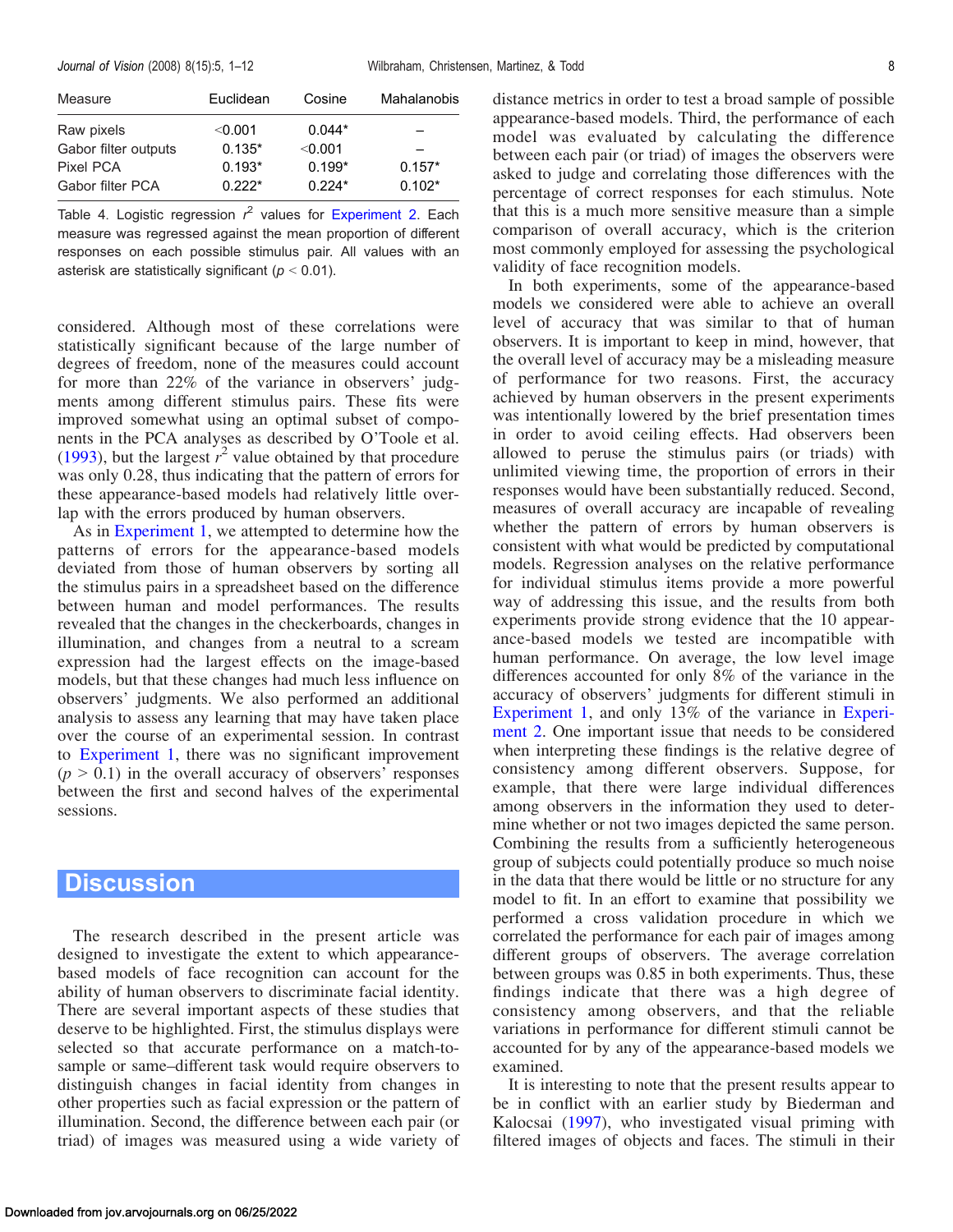| Measure | Euclidean | Cosine | Mahalanobis |
|---|---|---|---|
| Raw pixels | <0.001 | 0.044* | – |
| Gabor filter outputs | 0.135* | <0.001 | – |
| Pixel PCA | 0.193* | 0.199* | 0.157* |
| Gabor filter PCA | 0.222* | 0.224* | 0.102* |

Table 4. Logistic regression $r^2$ values for Experiment 2. Each measure was regressed against the mean proportion of different responses on each possible stimulus pair. All values with an asterisk are statistically significant ($p < 0.01$).

considered. Although most of these correlations were statistically significant because of the large number of degrees of freedom, none of the measures could account for more than 22% of the variance in observers' judgments among different stimulus pairs. These fits were improved somewhat using an optimal subset of components in the PCA analyses as described by O'Toole et al. (1993), but the largest $r^2$ value obtained by that procedure was only 0.28, thus indicating that the pattern of errors for these appearance-based models had relatively little overlap with the errors produced by human observers.

As in Experiment 1, we attempted to determine how the patterns of errors for the appearance-based models deviated from those of human observers by sorting all the stimulus pairs in a spreadsheet based on the difference between human and model performances. The results revealed that the changes in the checkerboards, changes in illumination, and changes from a neutral to a scream expression had the largest effects on the image-based models, but that these changes had much less influence on observers' judgments. We also performed an additional analysis to assess any learning that may have taken place over the course of an experimental session. In contrast to Experiment 1, there was no significant improvement ($p > 0.1$) in the overall accuracy of observers' responses between the first and second halves of the experimental sessions.

## Discussion

The research described in the present article was designed to investigate the extent to which appearance-based models of face recognition can account for the ability of human observers to discriminate facial identity. There are several important aspects of these studies that deserve to be highlighted. First, the stimulus displays were selected so that accurate performance on a match-to-sample or same–different task would require observers to distinguish changes in facial identity from changes in other properties such as facial expression or the pattern of illumination. Second, the difference between each pair (or triad) of images was measured using a wide variety of distance metrics in order to test a broad sample of possible appearance-based models. Third, the performance of each model was evaluated by calculating the difference between each pair (or triad) of images the observers were asked to judge and correlating those differences with the percentage of correct responses for each stimulus. Note that this is a much more sensitive measure than a simple comparison of overall accuracy, which is the criterion most commonly employed for assessing the psychological validity of face recognition models.

In both experiments, some of the appearance-based models we considered were able to achieve an overall level of accuracy that was similar to that of human observers. It is important to keep in mind, however, that the overall level of accuracy may be a misleading measure of performance for two reasons. First, the accuracy achieved by human observers in the present experiments was intentionally lowered by the brief presentation times in order to avoid ceiling effects. Had observers been allowed to peruse the stimulus pairs (or triads) with unlimited viewing time, the proportion of errors in their responses would have been substantially reduced. Second, measures of overall accuracy are incapable of revealing whether the pattern of errors by human observers is consistent with what would be predicted by computational models. Regression analyses on the relative performance for individual stimulus items provide a more powerful way of addressing this issue, and the results from both experiments provide strong evidence that the 10 appearance-based models we tested are incompatible with human performance. On average, the low level image differences accounted for only 8% of the variance in the accuracy of observers' judgments for different stimuli in Experiment 1, and only 13% of the variance in Experiment 2. One important issue that needs to be considered when interpreting these findings is the relative degree of consistency among different observers. Suppose, for example, that there were large individual differences among observers in the information they used to determine whether or not two images depicted the same person. Combining the results from a sufficiently heterogeneous group of subjects could potentially produce so much noise in the data that there would be little or no structure for any model to fit. In an effort to examine that possibility we performed a cross validation procedure in which we correlated the performance for each pair of images among different groups of observers. The average correlation between groups was 0.85 in both experiments. Thus, these findings indicate that there was a high degree of consistency among observers, and that the reliable variations in performance for different stimuli cannot be accounted for by any of the appearance-based models we examined.

It is interesting to note that the present results appear to be in conflict with an earlier study by Biederman and Kalocsai (1997), who investigated visual priming with filtered images of objects and faces. The stimuli in their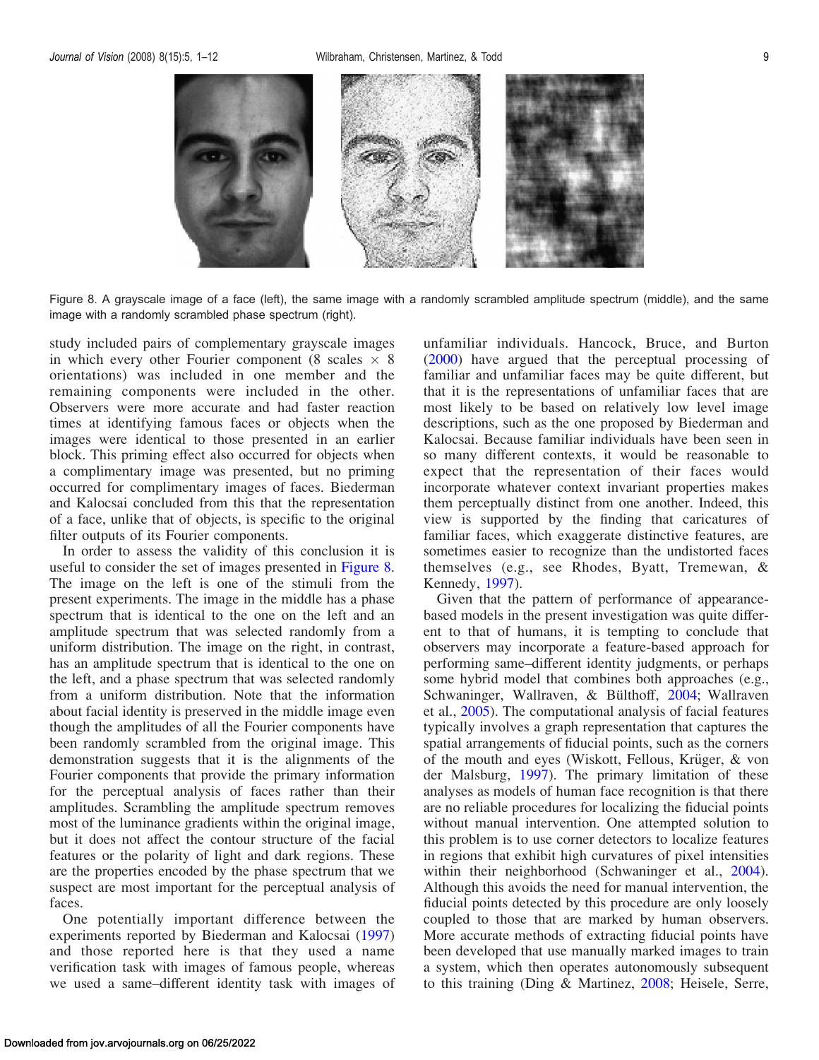Figure 8. A grayscale image of a face (left), the same image with a randomly scrambled amplitude spectrum (middle), and the same image with a randomly scrambled phase spectrum (right).

study included pairs of complementary grayscale images in which every other Fourier component (8 scales $\times$ 8 orientations) was included in one member and the remaining components were included in the other. Observers were more accurate and had faster reaction times at identifying famous faces or objects when the images were identical to those presented in an earlier block. This priming effect also occurred for objects when a complimentary image was presented, but no priming occurred for complimentary images of faces. Biederman and Kalocsai concluded from this that the representation of a face, unlike that of objects, is specific to the original filter outputs of its Fourier components.

In order to assess the validity of this conclusion it is useful to consider the set of images presented in Figure 8. The image on the left is one of the stimuli from the present experiments. The image in the middle has a phase spectrum that is identical to the one on the left and an amplitude spectrum that was selected randomly from a uniform distribution. The image on the right, in contrast, has an amplitude spectrum that is identical to the one on the left, and a phase spectrum that was selected randomly from a uniform distribution. Note that the information about facial identity is preserved in the middle image even though the amplitudes of all the Fourier components have been randomly scrambled from the original image. This demonstration suggests that it is the alignments of the Fourier components that provide the primary information for the perceptual analysis of faces rather than their amplitudes. Scrambling the amplitude spectrum removes most of the luminance gradients within the original image, but it does not affect the contour structure of the facial features or the polarity of light and dark regions. These are the properties encoded by the phase spectrum that we suspect are most important for the perceptual analysis of faces.

One potentially important difference between the experiments reported by Biederman and Kalocsai (1997) and those reported here is that they used a name verification task with images of famous people, whereas we used a same–different identity task with images of unfamiliar individuals. Hancock, Bruce, and Burton (2000) have argued that the perceptual processing of familiar and unfamiliar faces may be quite different, but that it is the representations of unfamiliar faces that are most likely to be based on relatively low level image descriptions, such as the one proposed by Biederman and Kalocsai. Because familiar individuals have been seen in so many different contexts, it would be reasonable to expect that the representation of their faces would incorporate whatever context invariant properties makes them perceptually distinct from one another. Indeed, this view is supported by the finding that caricatures of familiar faces, which exaggerate distinctive features, are sometimes easier to recognize than the undistorted faces themselves (e.g., see Rhodes, Byatt, Tremewan, & Kennedy, 1997).

Given that the pattern of performance of appearance-based models in the present investigation was quite different to that of humans, it is tempting to conclude that observers may incorporate a feature-based approach for performing same–different identity judgments, or perhaps some hybrid model that combines both approaches (e.g., Schwaninger, Wallraven, & Bülthoff, 2004; Wallraven et al., 2005). The computational analysis of facial features typically involves a graph representation that captures the spatial arrangements of fiducial points, such as the corners of the mouth and eyes (Wiskott, Fellous, Krüger, & von der Malsburg, 1997). The primary limitation of these analyses as models of human face recognition is that there are no reliable procedures for localizing the fiducial points without manual intervention. One attempted solution to this problem is to use corner detectors to localize features in regions that exhibit high curvatures of pixel intensities within their neighborhood (Schwaninger et al., 2004). Although this avoids the need for manual intervention, the fiducial points detected by this procedure are only loosely coupled to those that are marked by human observers. More accurate methods of extracting fiducial points have been developed that use manually marked images to train a system, which then operates autonomously subsequent to this training (Ding & Martinez, 2008; Heisele, Serre,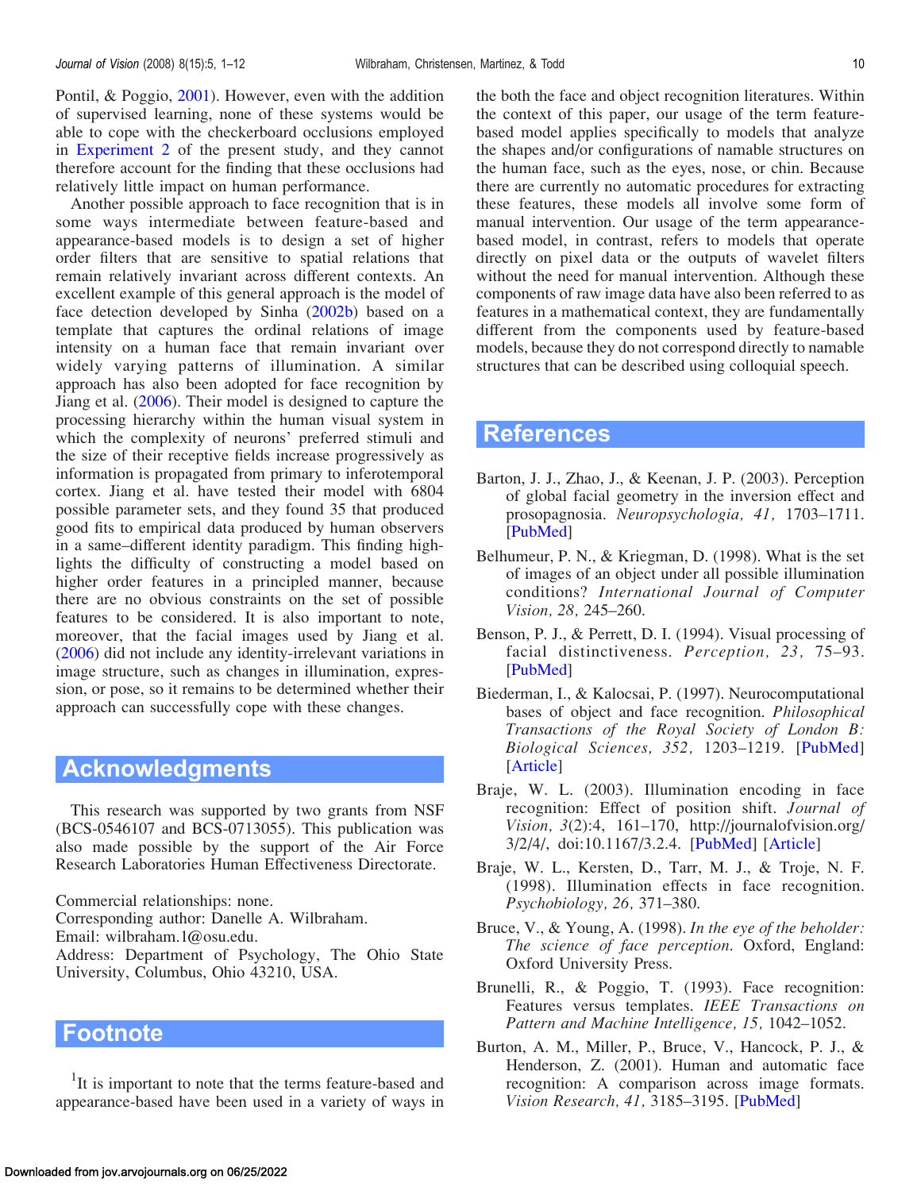Pontil, & Poggio, 2001). However, even with the addition of supervised learning, none of these systems would be able to cope with the checkerboard occlusions employed in Experiment 2 of the present study, and they cannot therefore account for the finding that these occlusions had relatively little impact on human performance.

Another possible approach to face recognition that is in some ways intermediate between feature-based and appearance-based models is to design a set of higher order filters that are sensitive to spatial relations that remain relatively invariant across different contexts. An excellent example of this general approach is the model of face detection developed by Sinha (2002b) based on a template that captures the ordinal relations of image intensity on a human face that remain invariant over widely varying patterns of illumination. A similar approach has also been adopted for face recognition by Jiang et al. (2006). Their model is designed to capture the processing hierarchy within the human visual system in which the complexity of neurons' preferred stimuli and the size of their receptive fields increase progressively as information is propagated from primary to inferotemporal cortex. Jiang et al. have tested their model with 6804 possible parameter sets, and they found 35 that produced good fits to empirical data produced by human observers in a same–different identity paradigm. This finding highlights the difficulty of constructing a model based on higher order features in a principled manner, because there are no obvious constraints on the set of possible features to be considered. It is also important to note, moreover, that the facial images used by Jiang et al. (2006) did not include any identity-irrelevant variations in image structure, such as changes in illumination, expression, or pose, so it remains to be determined whether their approach can successfully cope with these changes.

## Acknowledgments

This research was supported by two grants from NSF (BCS-0546107 and BCS-0713055). This publication was also made possible by the support of the Air Force Research Laboratories Human Effectiveness Directorate.

Commercial relationships: none.
Corresponding author: Danelle A. Wilbraham.
Email: wilbraham.1@osu.edu.
Address: Department of Psychology, The Ohio State University, Columbus, Ohio 43210, USA.

## Footnote

[1]It is important to note that the terms feature-based and appearance-based have been used in a variety of ways in the both the face and object recognition literatures. Within the context of this paper, our usage of the term feature-based model applies specifically to models that analyze the shapes and/or configurations of namable structures on the human face, such as the eyes, nose, or chin. Because there are currently no automatic procedures for extracting these features, these models all involve some form of manual intervention. Our usage of the term appearance-based model, in contrast, refers to models that operate directly on pixel data or the outputs of wavelet filters without the need for manual intervention. Although these components of raw image data have also been referred to as features in a mathematical context, they are fundamentally different from the components used by feature-based models, because they do not correspond directly to namable structures that can be described using colloquial speech.

## References

Barton, J. J., Zhao, J., & Keenan, J. P. (2003). Perception of global facial geometry in the inversion effect and prosopagnosia. *Neuropsychologia, 41,* 1703–1711. [PubMed]

Belhumeur, P. N., & Kriegman, D. (1998). What is the set of images of an object under all possible illumination conditions? *International Journal of Computer Vision, 28,* 245–260.

Benson, P. J., & Perrett, D. I. (1994). Visual processing of facial distinctiveness. *Perception, 23,* 75–93. [PubMed]

Biederman, I., & Kalocsai, P. (1997). Neurocomputational bases of object and face recognition. *Philosophical Transactions of the Royal Society of London B: Biological Sciences, 352,* 1203–1219. [PubMed] [Article]

Braje, W. L. (2003). Illumination encoding in face recognition: Effect of position shift. *Journal of Vision, 3*(2):4, 161–170, http://journalofvision.org/3/2/4/, doi:10.1167/3.2.4. [PubMed] [Article]

Braje, W. L., Kersten, D., Tarr, M. J., & Troje, N. F. (1998). Illumination effects in face recognition. *Psychobiology, 26,* 371–380.

Bruce, V., & Young, A. (1998). *In the eye of the beholder: The science of face perception.* Oxford, England: Oxford University Press.

Brunelli, R., & Poggio, T. (1993). Face recognition: Features versus templates. *IEEE Transactions on Pattern and Machine Intelligence, 15,* 1042–1052.

Burton, A. M., Miller, P., Bruce, V., Hancock, P. J., & Henderson, Z. (2001). Human and automatic face recognition: A comparison across image formats. *Vision Research, 41,* 3185–3195. [PubMed]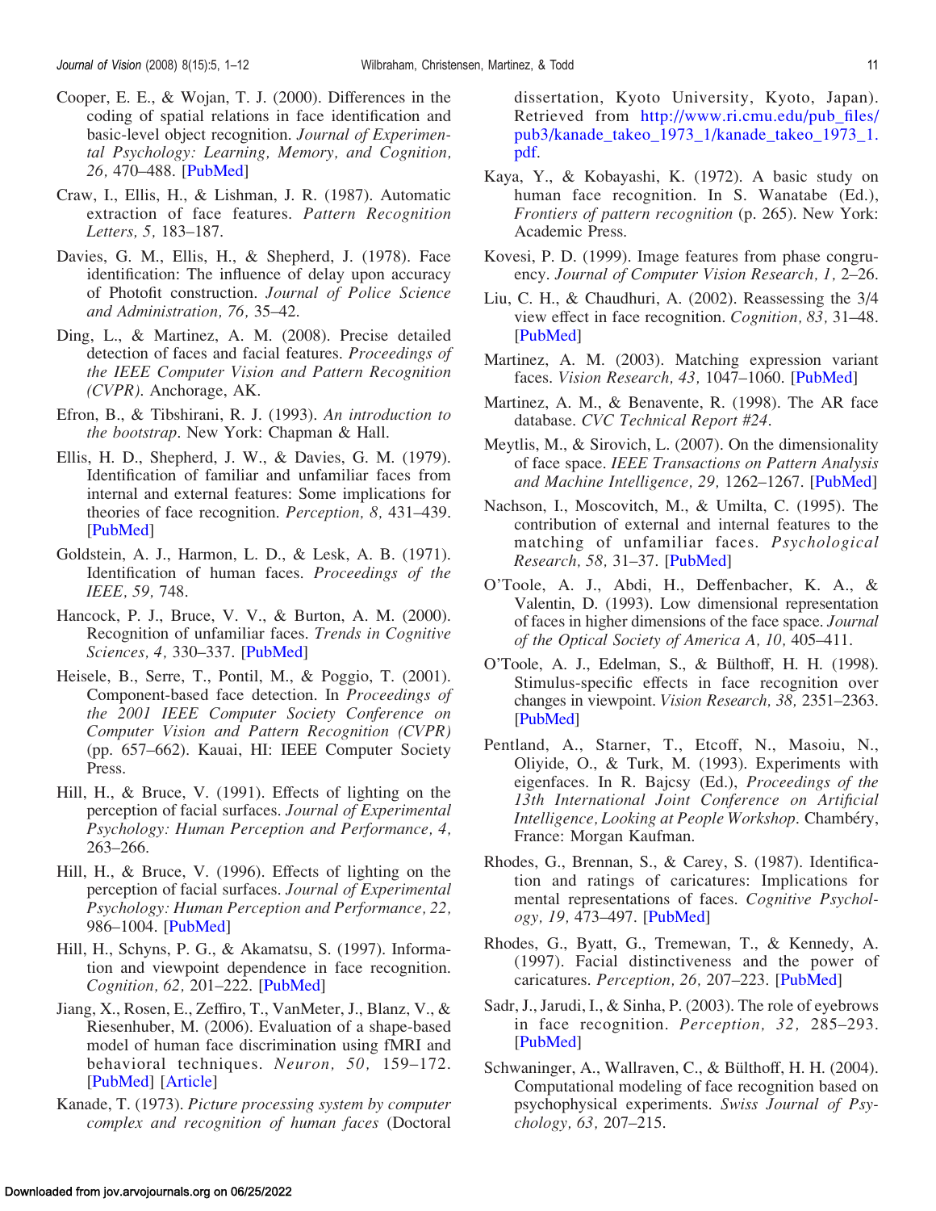Cooper, E. E., & Wojan, T. J. (2000). Differences in the coding of spatial relations in face identification and basic-level object recognition. *Journal of Experimental Psychology: Learning, Memory, and Cognition, 26,* 470–488. [PubMed]

Craw, I., Ellis, H., & Lishman, J. R. (1987). Automatic extraction of face features. *Pattern Recognition Letters, 5,* 183–187.

Davies, G. M., Ellis, H., & Shepherd, J. (1978). Face identification: The influence of delay upon accuracy of Photofit construction. *Journal of Police Science and Administration, 76,* 35–42.

Ding, L., & Martinez, A. M. (2008). Precise detailed detection of faces and facial features. *Proceedings of the IEEE Computer Vision and Pattern Recognition (CVPR)*. Anchorage, AK.

Efron, B., & Tibshirani, R. J. (1993). *An introduction to the bootstrap*. New York: Chapman & Hall.

Ellis, H. D., Shepherd, J. W., & Davies, G. M. (1979). Identification of familiar and unfamiliar faces from internal and external features: Some implications for theories of face recognition. *Perception, 8,* 431–439. [PubMed]

Goldstein, A. J., Harmon, L. D., & Lesk, A. B. (1971). Identification of human faces. *Proceedings of the IEEE, 59,* 748.

Hancock, P. J., Bruce, V. V., & Burton, A. M. (2000). Recognition of unfamiliar faces. *Trends in Cognitive Sciences, 4,* 330–337. [PubMed]

Heisele, B., Serre, T., Pontil, M., & Poggio, T. (2001). Component-based face detection. In *Proceedings of the 2001 IEEE Computer Society Conference on Computer Vision and Pattern Recognition (CVPR)* (pp. 657–662). Kauai, HI: IEEE Computer Society Press.

Hill, H., & Bruce, V. (1991). Effects of lighting on the perception of facial surfaces. *Journal of Experimental Psychology: Human Perception and Performance, 4,* 263–266.

Hill, H., & Bruce, V. (1996). Effects of lighting on the perception of facial surfaces. *Journal of Experimental Psychology: Human Perception and Performance, 22,* 986–1004. [PubMed]

Hill, H., Schyns, P. G., & Akamatsu, S. (1997). Information and viewpoint dependence in face recognition. *Cognition, 62,* 201–222. [PubMed]

Jiang, X., Rosen, E., Zeffiro, T., VanMeter, J., Blanz, V., & Riesenhuber, M. (2006). Evaluation of a shape-based model of human face discrimination using fMRI and behavioral techniques. *Neuron, 50,* 159–172. [PubMed] [Article]

Kanade, T. (1973). *Picture processing system by computer complex and recognition of human faces* (Doctoral dissertation, Kyoto University, Kyoto, Japan). Retrieved from http://www.ri.cmu.edu/pub_files/pub3/kanade_takeo_1973_1/kanade_takeo_1973_1.pdf.

Kaya, Y., & Kobayashi, K. (1972). A basic study on human face recognition. In S. Wanatabe (Ed.), *Frontiers of pattern recognition* (p. 265). New York: Academic Press.

Kovesi, P. D. (1999). Image features from phase congruency. *Journal of Computer Vision Research, 1,* 2–26.

Liu, C. H., & Chaudhuri, A. (2002). Reassessing the 3/4 view effect in face recognition. *Cognition, 83,* 31–48. [PubMed]

Martinez, A. M. (2003). Matching expression variant faces. *Vision Research, 43,* 1047–1060. [PubMed]

Martinez, A. M., & Benavente, R. (1998). The AR face database. *CVC Technical Report #24*.

Meytlis, M., & Sirovich, L. (2007). On the dimensionality of face space. *IEEE Transactions on Pattern Analysis and Machine Intelligence, 29,* 1262–1267. [PubMed]

Nachson, I., Moscovitch, M., & Umilta, C. (1995). The contribution of external and internal features to the matching of unfamiliar faces. *Psychological Research, 58,* 31–37. [PubMed]

O'Toole, A. J., Abdi, H., Deffenbacher, K. A., & Valentin, D. (1993). Low dimensional representation of faces in higher dimensions of the face space. *Journal of the Optical Society of America A, 10,* 405–411.

O'Toole, A. J., Edelman, S., & Bülthoff, H. H. (1998). Stimulus-specific effects in face recognition over changes in viewpoint. *Vision Research, 38,* 2351–2363. [PubMed]

Pentland, A., Starner, T., Etcoff, N., Masoiu, N., Oliyide, O., & Turk, M. (1993). Experiments with eigenfaces. In R. Bajcsy (Ed.), *Proceedings of the 13th International Joint Conference on Artificial Intelligence, Looking at People Workshop*. Chambéry, France: Morgan Kaufman.

Rhodes, G., Brennan, S., & Carey, S. (1987). Identification and ratings of caricatures: Implications for mental representations of faces. *Cognitive Psychology, 19,* 473–497. [PubMed]

Rhodes, G., Byatt, G., Tremewan, T., & Kennedy, A. (1997). Facial distinctiveness and the power of caricatures. *Perception, 26,* 207–223. [PubMed]

Sadr, J., Jarudi, I., & Sinha, P. (2003). The role of eyebrows in face recognition. *Perception, 32,* 285–293. [PubMed]

Schwaninger, A., Wallraven, C., & Bülthoff, H. H. (2004). Computational modeling of face recognition based on psychophysical experiments. *Swiss Journal of Psychology, 63,* 207–215.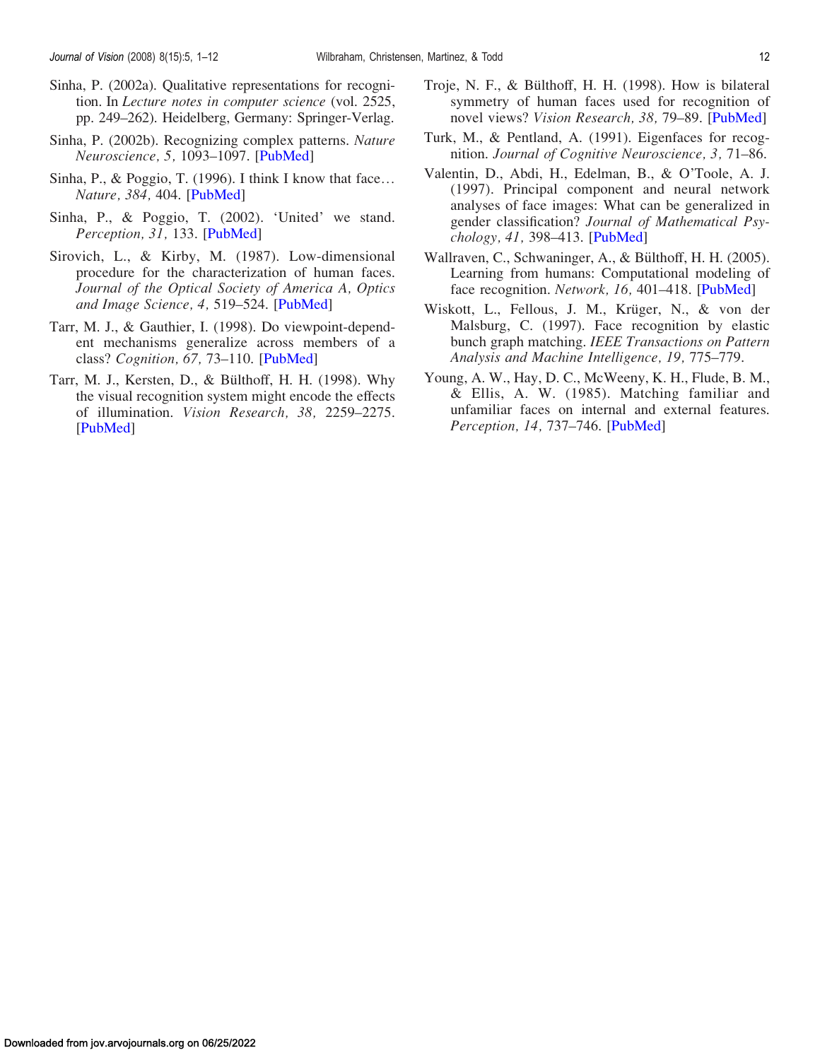Sinha, P. (2002a). Qualitative representations for recognition. In *Lecture notes in computer science* (vol. 2525, pp. 249–262). Heidelberg, Germany: Springer-Verlag.

Sinha, P. (2002b). Recognizing complex patterns. *Nature Neuroscience, 5,* 1093–1097. [PubMed]

Sinha, P., & Poggio, T. (1996). I think I know that face… *Nature, 384,* 404. [PubMed]

Sinha, P., & Poggio, T. (2002). 'United' we stand. *Perception, 31,* 133. [PubMed]

Sirovich, L., & Kirby, M. (1987). Low-dimensional procedure for the characterization of human faces. *Journal of the Optical Society of America A, Optics and Image Science, 4,* 519–524. [PubMed]

Tarr, M. J., & Gauthier, I. (1998). Do viewpoint-dependent mechanisms generalize across members of a class? *Cognition, 67,* 73–110. [PubMed]

Tarr, M. J., Kersten, D., & Bülthoff, H. H. (1998). Why the visual recognition system might encode the effects of illumination. *Vision Research, 38,* 2259–2275. [PubMed]

Troje, N. F., & Bülthoff, H. H. (1998). How is bilateral symmetry of human faces used for recognition of novel views? *Vision Research, 38,* 79–89. [PubMed]

Turk, M., & Pentland, A. (1991). Eigenfaces for recognition. *Journal of Cognitive Neuroscience, 3,* 71–86.

Valentin, D., Abdi, H., Edelman, B., & O'Toole, A. J. (1997). Principal component and neural network analyses of face images: What can be generalized in gender classification? *Journal of Mathematical Psychology, 41,* 398–413. [PubMed]

Wallraven, C., Schwaninger, A., & Bülthoff, H. H. (2005). Learning from humans: Computational modeling of face recognition. *Network, 16,* 401–418. [PubMed]

Wiskott, L., Fellous, J. M., Krüger, N., & von der Malsburg, C. (1997). Face recognition by elastic bunch graph matching. *IEEE Transactions on Pattern Analysis and Machine Intelligence, 19,* 775–779.

Young, A. W., Hay, D. C., McWeeny, K. H., Flude, B. M., & Ellis, A. W. (1985). Matching familiar and unfamiliar faces on internal and external features. *Perception, 14,* 737–746. [PubMed]